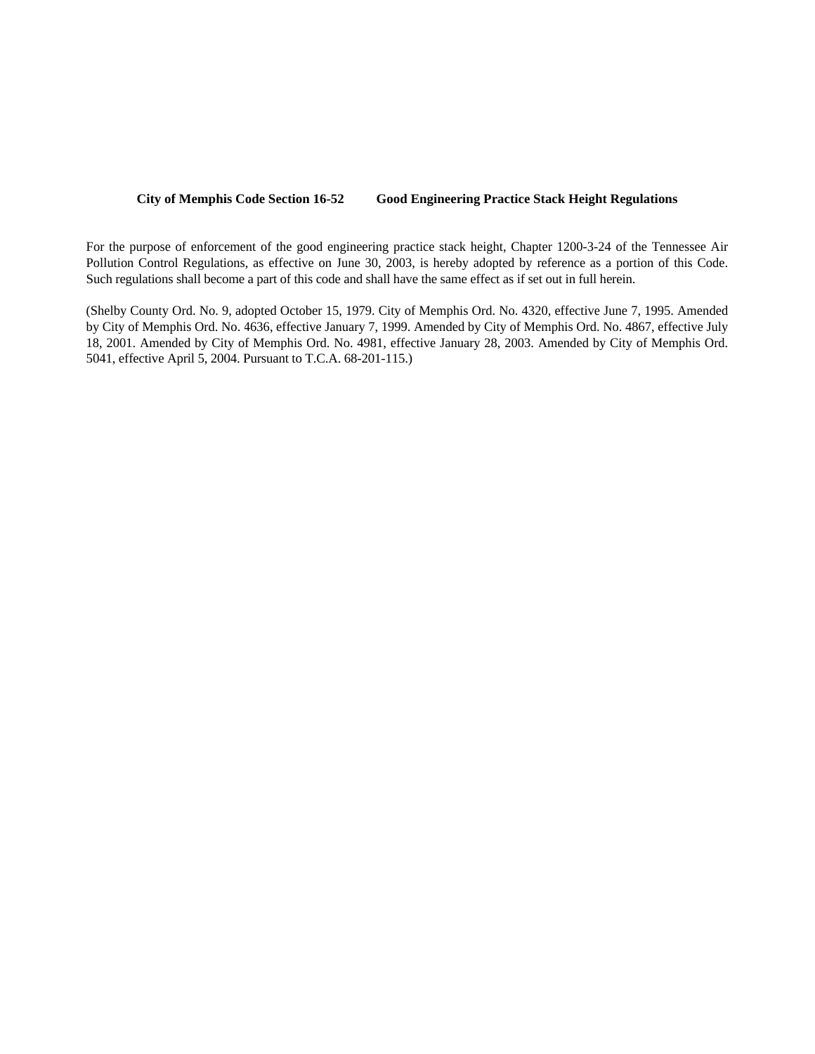**City of Memphis Code Section 16-52 Good Engineering Practice Stack Height Regulations**

For the purpose of enforcement of the good engineering practice stack height, Chapter 1200-3-24 of the Tennessee Air Pollution Control Regulations, as effective on June 30, 2003, is hereby adopted by reference as a portion of this Code. Such regulations shall become a part of this code and shall have the same effect as if set out in full herein.

(Shelby County Ord. No. 9, adopted October 15, 1979. City of Memphis Ord. No. 4320, effective June 7, 1995. Amended by City of Memphis Ord. No. 4636, effective January 7, 1999. Amended by City of Memphis Ord. No. 4867, effective July 18, 2001. Amended by City of Memphis Ord. No. 4981, effective January 28, 2003. Amended by City of Memphis Ord. 5041, effective April 5, 2004. Pursuant to T.C.A. 68-201-115.)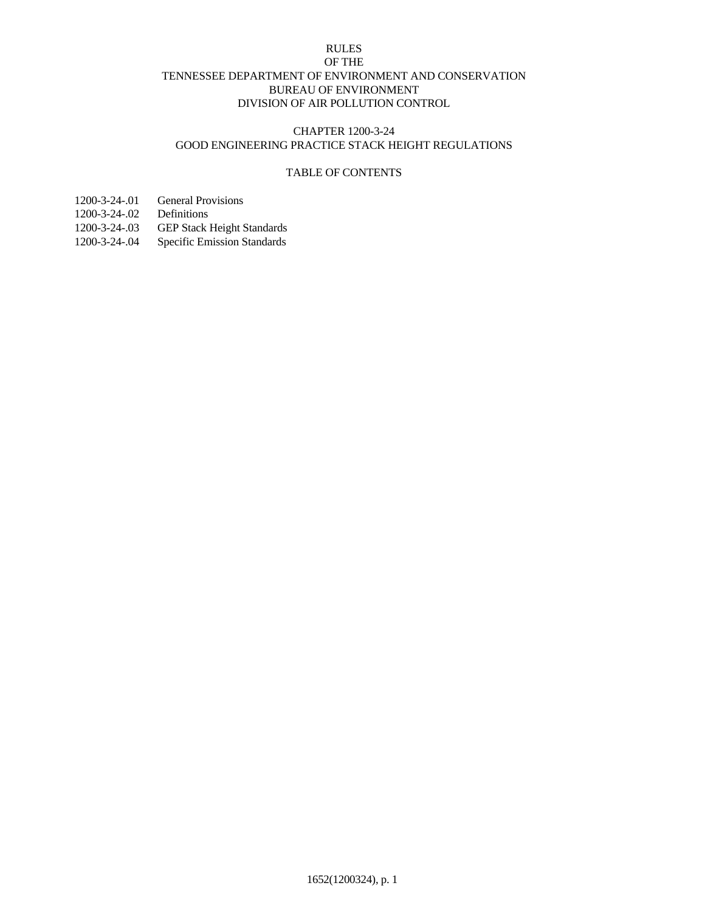# RULES
# OF THE
# TENNESSEE DEPARTMENT OF ENVIRONMENT AND CONSERVATION
# BUREAU OF ENVIRONMENT
# DIVISION OF AIR POLLUTION CONTROL

## CHAPTER 1200-3-24
## GOOD ENGINEERING PRACTICE STACK HEIGHT REGULATIONS

### TABLE OF CONTENTS

| | |
|---|---|
| 1200-3-24-.01 | General Provisions |
| 1200-3-24-.02 | Definitions |
| 1200-3-24-.03 | GEP Stack Height Standards |
| 1200-3-24-.04 | Specific Emission Standards |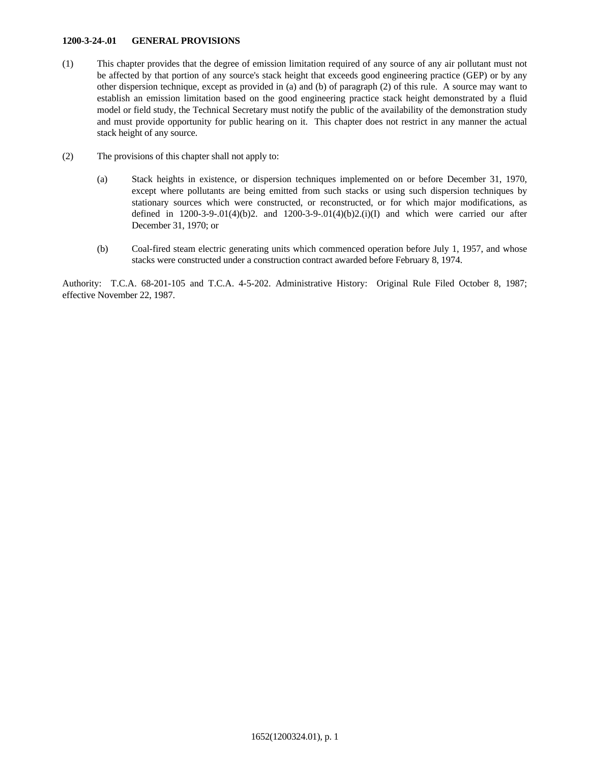**1200-3-24-.01 GENERAL PROVISIONS**

(1) This chapter provides that the degree of emission limitation required of any source of any air pollutant must not be affected by that portion of any source's stack height that exceeds good engineering practice (GEP) or by any other dispersion technique, except as provided in (a) and (b) of paragraph (2) of this rule. A source may want to establish an emission limitation based on the good engineering practice stack height demonstrated by a fluid model or field study, the Technical Secretary must notify the public of the availability of the demonstration study and must provide opportunity for public hearing on it. This chapter does not restrict in any manner the actual stack height of any source.

(2) The provisions of this chapter shall not apply to:

(a) Stack heights in existence, or dispersion techniques implemented on or before December 31, 1970, except where pollutants are being emitted from such stacks or using such dispersion techniques by stationary sources which were constructed, or reconstructed, or for which major modifications, as defined in 1200-3-9-.01(4)(b)2. and 1200-3-9-.01(4)(b)2.(i)(I) and which were carried our after December 31, 1970; or

(b) Coal-fired steam electric generating units which commenced operation before July 1, 1957, and whose stacks were constructed under a construction contract awarded before February 8, 1974.

Authority: T.C.A. 68-201-105 and T.C.A. 4-5-202. Administrative History: Original Rule Filed October 8, 1987; effective November 22, 1987.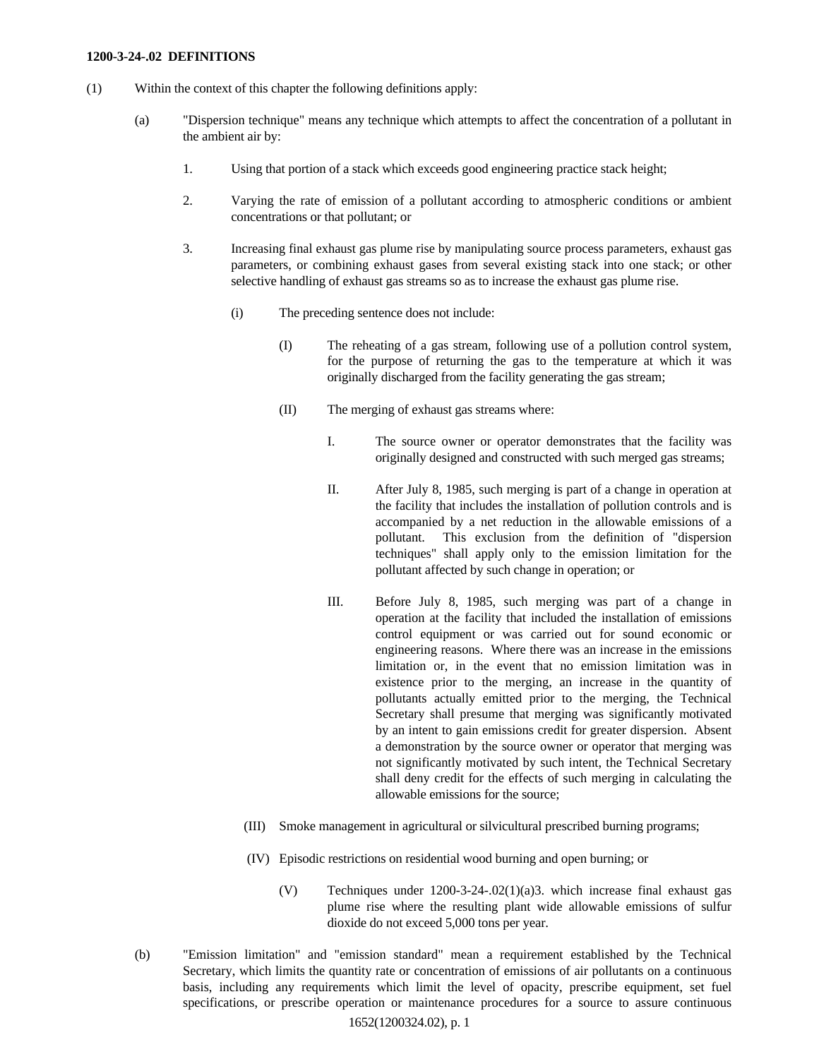**1200-3-24-.02 DEFINITIONS**

(1) Within the context of this chapter the following definitions apply:

(a) "Dispersion technique" means any technique which attempts to affect the concentration of a pollutant in the ambient air by:

1. Using that portion of a stack which exceeds good engineering practice stack height;

2. Varying the rate of emission of a pollutant according to atmospheric conditions or ambient concentrations or that pollutant; or

3. Increasing final exhaust gas plume rise by manipulating source process parameters, exhaust gas parameters, or combining exhaust gases from several existing stack into one stack; or other selective handling of exhaust gas streams so as to increase the exhaust gas plume rise.

(i) The preceding sentence does not include:

(I) The reheating of a gas stream, following use of a pollution control system, for the purpose of returning the gas to the temperature at which it was originally discharged from the facility generating the gas stream;

(II) The merging of exhaust gas streams where:

I. The source owner or operator demonstrates that the facility was originally designed and constructed with such merged gas streams;

II. After July 8, 1985, such merging is part of a change in operation at the facility that includes the installation of pollution controls and is accompanied by a net reduction in the allowable emissions of a pollutant. This exclusion from the definition of "dispersion techniques" shall apply only to the emission limitation for the pollutant affected by such change in operation; or

III. Before July 8, 1985, such merging was part of a change in operation at the facility that included the installation of emissions control equipment or was carried out for sound economic or engineering reasons. Where there was an increase in the emissions limitation or, in the event that no emission limitation was in existence prior to the merging, an increase in the quantity of pollutants actually emitted prior to the merging, the Technical Secretary shall presume that merging was significantly motivated by an intent to gain emissions credit for greater dispersion. Absent a demonstration by the source owner or operator that merging was not significantly motivated by such intent, the Technical Secretary shall deny credit for the effects of such merging in calculating the allowable emissions for the source;

(III) Smoke management in agricultural or silvicultural prescribed burning programs;

(IV) Episodic restrictions on residential wood burning and open burning; or

(V) Techniques under 1200-3-24-.02(1)(a)3. which increase final exhaust gas plume rise where the resulting plant wide allowable emissions of sulfur dioxide do not exceed 5,000 tons per year.

(b) "Emission limitation" and "emission standard" mean a requirement established by the Technical Secretary, which limits the quantity rate or concentration of emissions of air pollutants on a continuous basis, including any requirements which limit the level of opacity, prescribe equipment, set fuel specifications, or prescribe operation or maintenance procedures for a source to assure continuous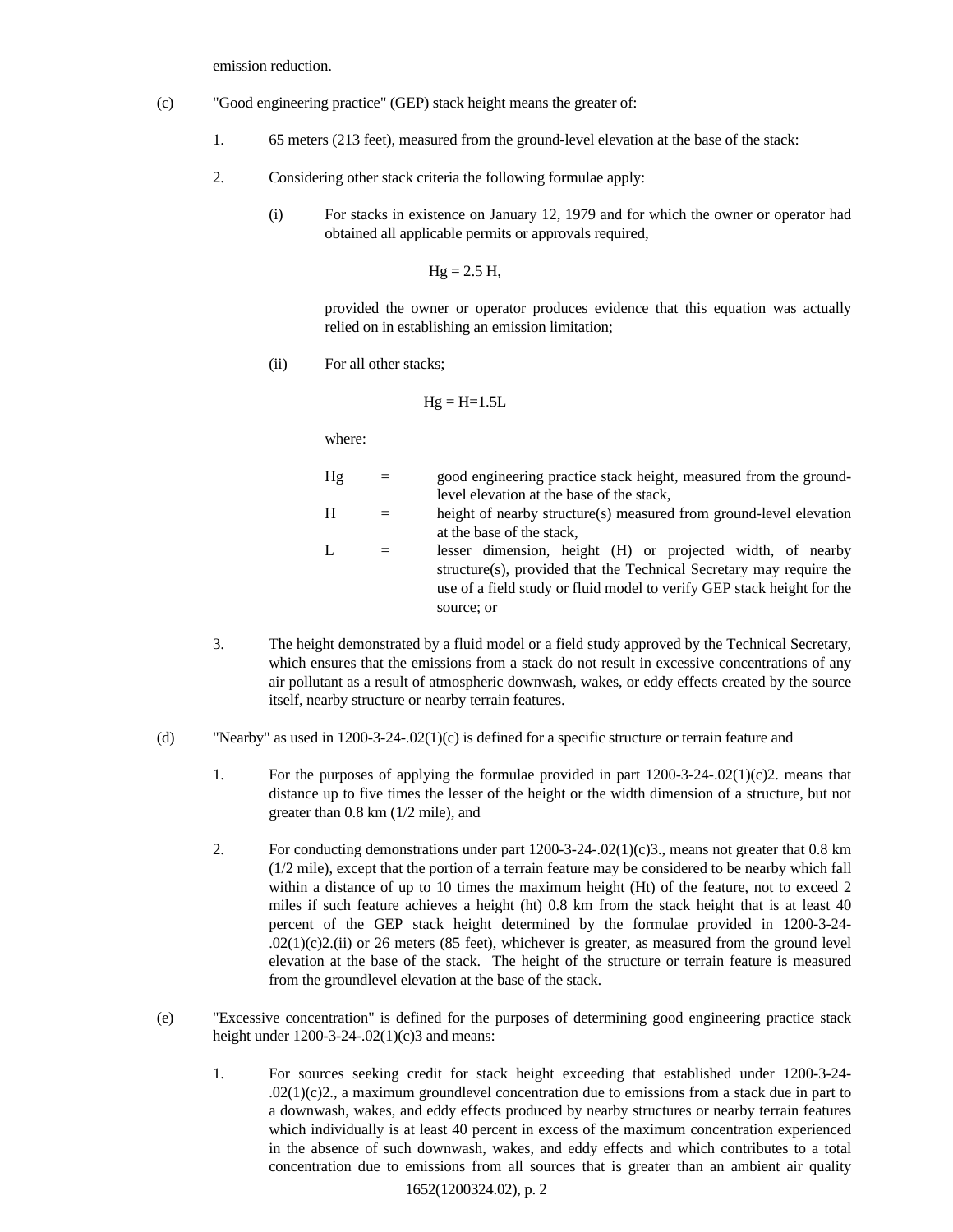emission reduction.

(c) "Good engineering practice" (GEP) stack height means the greater of:

1. 65 meters (213 feet), measured from the ground-level elevation at the base of the stack:

2. Considering other stack criteria the following formulae apply:

   (i) For stacks in existence on January 12, 1979 and for which the owner or operator had obtained all applicable permits or approvals required,

   $$Hg = 2.5\ H,$$

   provided the owner or operator produces evidence that this equation was actually relied on in establishing an emission limitation;

   (ii) For all other stacks;

   $$Hg = H{=}1.5L$$

   where:

   | | | |
   |---|---|---|
   | Hg | = | good engineering practice stack height, measured from the ground-level elevation at the base of the stack, |
   | H | = | height of nearby structure(s) measured from ground-level elevation at the base of the stack, |
   | L | = | lesser dimension, height (H) or projected width, of nearby structure(s), provided that the Technical Secretary may require the use of a field study or fluid model to verify GEP stack height for the source; or |

3. The height demonstrated by a fluid model or a field study approved by the Technical Secretary, which ensures that the emissions from a stack do not result in excessive concentrations of any air pollutant as a result of atmospheric downwash, wakes, or eddy effects created by the source itself, nearby structure or nearby terrain features.

(d) "Nearby" as used in 1200-3-24-.02(1)(c) is defined for a specific structure or terrain feature and

1. For the purposes of applying the formulae provided in part 1200-3-24-.02(1)(c)2. means that distance up to five times the lesser of the height or the width dimension of a structure, but not greater than 0.8 km (1/2 mile), and

2. For conducting demonstrations under part 1200-3-24-.02(1)(c)3., means not greater that 0.8 km (1/2 mile), except that the portion of a terrain feature may be considered to be nearby which fall within a distance of up to 10 times the maximum height (Ht) of the feature, not to exceed 2 miles if such feature achieves a height (ht) 0.8 km from the stack height that is at least 40 percent of the GEP stack height determined by the formulae provided in 1200-3-24-.02(1)(c)2.(ii) or 26 meters (85 feet), whichever is greater, as measured from the ground level elevation at the base of the stack. The height of the structure or terrain feature is measured from the groundlevel elevation at the base of the stack.

(e) "Excessive concentration" is defined for the purposes of determining good engineering practice stack height under 1200-3-24-.02(1)(c)3 and means:

1. For sources seeking credit for stack height exceeding that established under 1200-3-24-.02(1)(c)2., a maximum groundlevel concentration due to emissions from a stack due in part to a downwash, wakes, and eddy effects produced by nearby structures or nearby terrain features which individually is at least 40 percent in excess of the maximum concentration experienced in the absence of such downwash, wakes, and eddy effects and which contributes to a total concentration due to emissions from all sources that is greater than an ambient air quality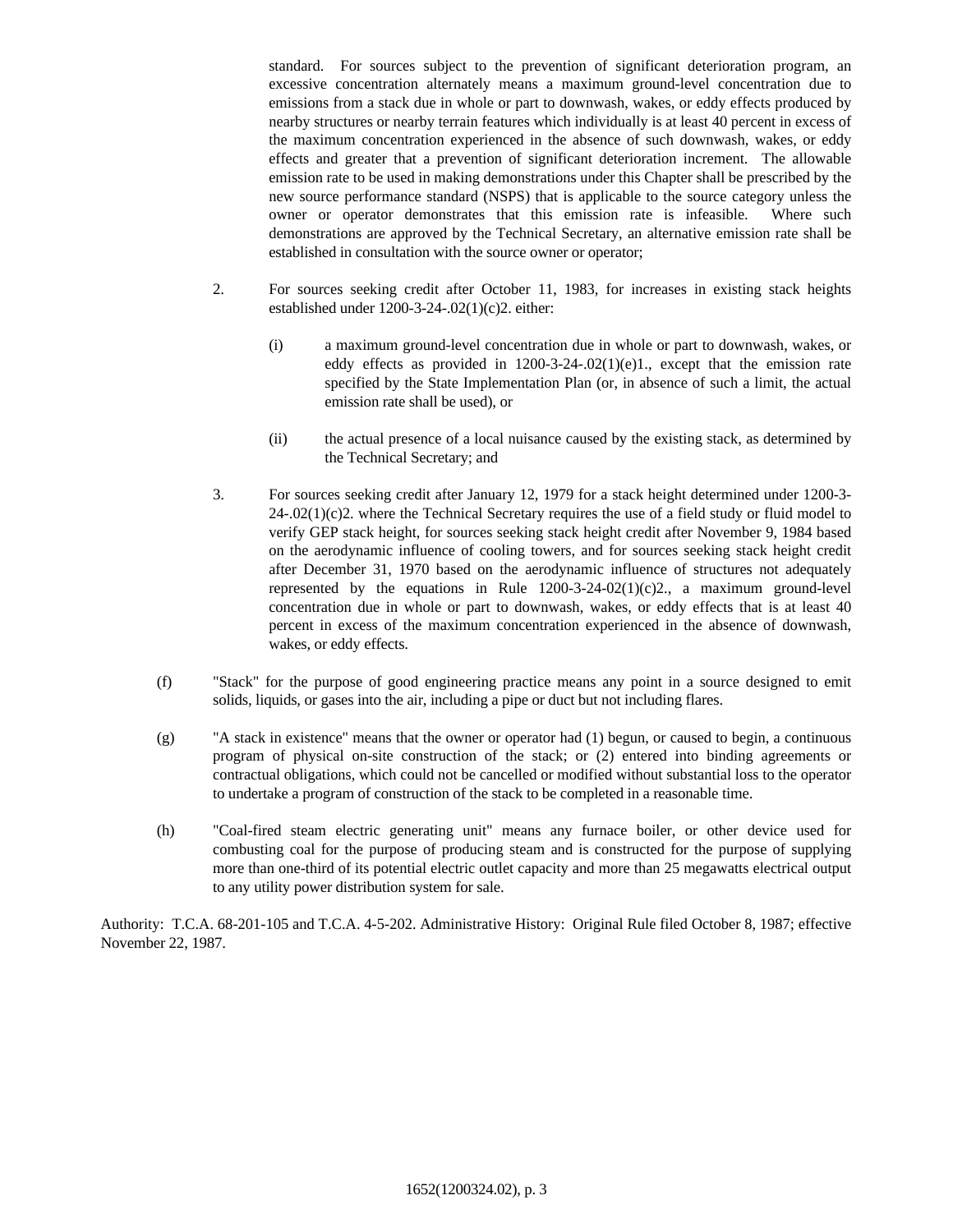standard. For sources subject to the prevention of significant deterioration program, an excessive concentration alternately means a maximum ground-level concentration due to emissions from a stack due in whole or part to downwash, wakes, or eddy effects produced by nearby structures or nearby terrain features which individually is at least 40 percent in excess of the maximum concentration experienced in the absence of such downwash, wakes, or eddy effects and greater that a prevention of significant deterioration increment. The allowable emission rate to be used in making demonstrations under this Chapter shall be prescribed by the new source performance standard (NSPS) that is applicable to the source category unless the owner or operator demonstrates that this emission rate is infeasible. Where such demonstrations are approved by the Technical Secretary, an alternative emission rate shall be established in consultation with the source owner or operator;

2. For sources seeking credit after October 11, 1983, for increases in existing stack heights established under 1200-3-24-.02(1)(c)2. either:

   (i) a maximum ground-level concentration due in whole or part to downwash, wakes, or eddy effects as provided in 1200-3-24-.02(1)(e)1., except that the emission rate specified by the State Implementation Plan (or, in absence of such a limit, the actual emission rate shall be used), or

   (ii) the actual presence of a local nuisance caused by the existing stack, as determined by the Technical Secretary; and

3. For sources seeking credit after January 12, 1979 for a stack height determined under 1200-3-24-.02(1)(c)2. where the Technical Secretary requires the use of a field study or fluid model to verify GEP stack height, for sources seeking stack height credit after November 9, 1984 based on the aerodynamic influence of cooling towers, and for sources seeking stack height credit after December 31, 1970 based on the aerodynamic influence of structures not adequately represented by the equations in Rule 1200-3-24-02(1)(c)2., a maximum ground-level concentration due in whole or part to downwash, wakes, or eddy effects that is at least 40 percent in excess of the maximum concentration experienced in the absence of downwash, wakes, or eddy effects.

(f) "Stack" for the purpose of good engineering practice means any point in a source designed to emit solids, liquids, or gases into the air, including a pipe or duct but not including flares.

(g) "A stack in existence" means that the owner or operator had (1) begun, or caused to begin, a continuous program of physical on-site construction of the stack; or (2) entered into binding agreements or contractual obligations, which could not be cancelled or modified without substantial loss to the operator to undertake a program of construction of the stack to be completed in a reasonable time.

(h) "Coal-fired steam electric generating unit" means any furnace boiler, or other device used for combusting coal for the purpose of producing steam and is constructed for the purpose of supplying more than one-third of its potential electric outlet capacity and more than 25 megawatts electrical output to any utility power distribution system for sale.

Authority: T.C.A. 68-201-105 and T.C.A. 4-5-202. Administrative History: Original Rule filed October 8, 1987; effective November 22, 1987.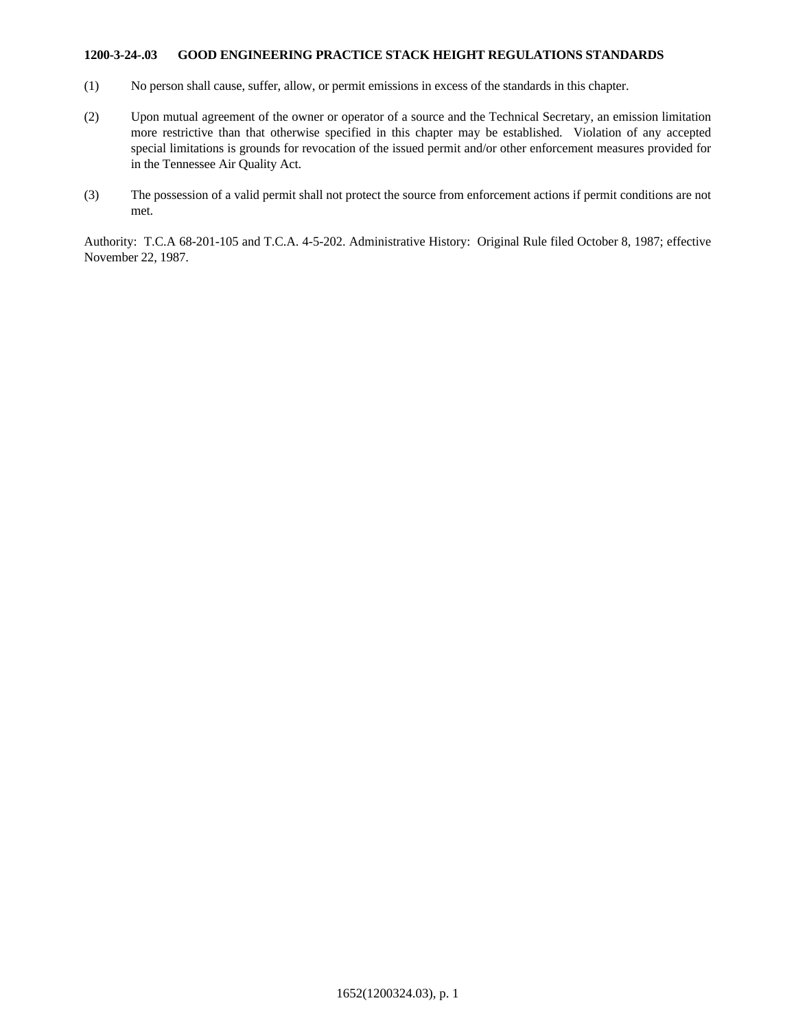**1200-3-24-.03 GOOD ENGINEERING PRACTICE STACK HEIGHT REGULATIONS STANDARDS**

(1) No person shall cause, suffer, allow, or permit emissions in excess of the standards in this chapter.

(2) Upon mutual agreement of the owner or operator of a source and the Technical Secretary, an emission limitation more restrictive than that otherwise specified in this chapter may be established. Violation of any accepted special limitations is grounds for revocation of the issued permit and/or other enforcement measures provided for in the Tennessee Air Quality Act.

(3) The possession of a valid permit shall not protect the source from enforcement actions if permit conditions are not met.

Authority: T.C.A 68-201-105 and T.C.A. 4-5-202. Administrative History: Original Rule filed October 8, 1987; effective November 22, 1987.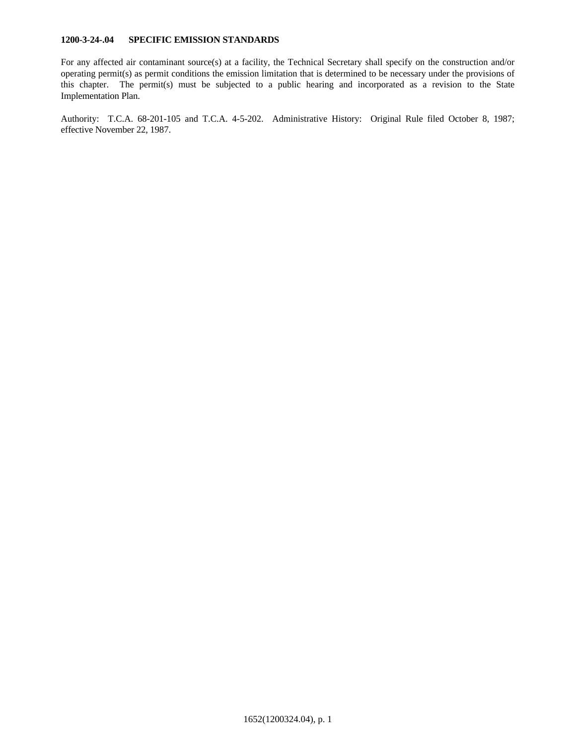**1200-3-24-.04 SPECIFIC EMISSION STANDARDS**

For any affected air contaminant source(s) at a facility, the Technical Secretary shall specify on the construction and/or operating permit(s) as permit conditions the emission limitation that is determined to be necessary under the provisions of this chapter. The permit(s) must be subjected to a public hearing and incorporated as a revision to the State Implementation Plan.

Authority: T.C.A. 68-201-105 and T.C.A. 4-5-202. Administrative History: Original Rule filed October 8, 1987; effective November 22, 1987.